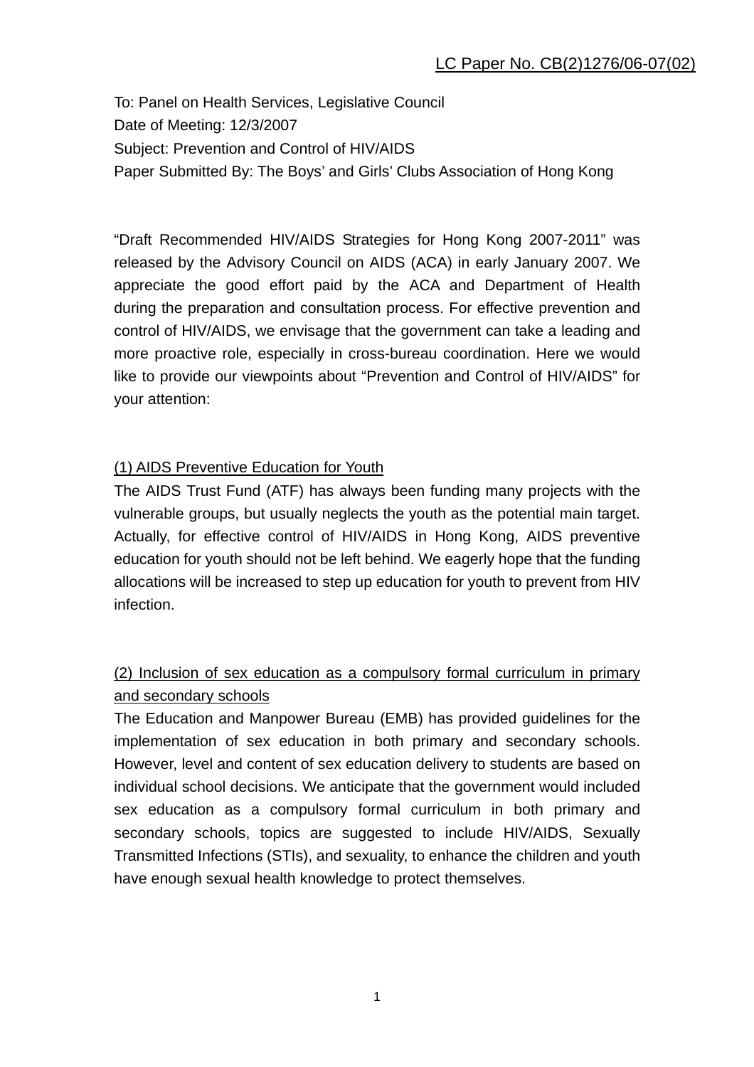<u>LC Paper No. CB(2)1276/06-07(02)</u>

To: Panel on Health Services, Legislative Council
Date of Meeting: 12/3/2007
Subject: Prevention and Control of HIV/AIDS
Paper Submitted By: The Boys' and Girls' Clubs Association of Hong Kong

"Draft Recommended HIV/AIDS Strategies for Hong Kong 2007-2011" was released by the Advisory Council on AIDS (ACA) in early January 2007. We appreciate the good effort paid by the ACA and Department of Health during the preparation and consultation process. For effective prevention and control of HIV/AIDS, we envisage that the government can take a leading and more proactive role, especially in cross-bureau coordination. Here we would like to provide our viewpoints about "Prevention and Control of HIV/AIDS" for your attention:

<u>(1) AIDS Preventive Education for Youth</u>

The AIDS Trust Fund (ATF) has always been funding many projects with the vulnerable groups, but usually neglects the youth as the potential main target. Actually, for effective control of HIV/AIDS in Hong Kong, AIDS preventive education for youth should not be left behind. We eagerly hope that the funding allocations will be increased to step up education for youth to prevent from HIV infection.

<u>(2) Inclusion of sex education as a compulsory formal curriculum in primary and secondary schools</u>

The Education and Manpower Bureau (EMB) has provided guidelines for the implementation of sex education in both primary and secondary schools. However, level and content of sex education delivery to students are based on individual school decisions. We anticipate that the government would included sex education as a compulsory formal curriculum in both primary and secondary schools, topics are suggested to include HIV/AIDS, Sexually Transmitted Infections (STIs), and sexuality, to enhance the children and youth have enough sexual health knowledge to protect themselves.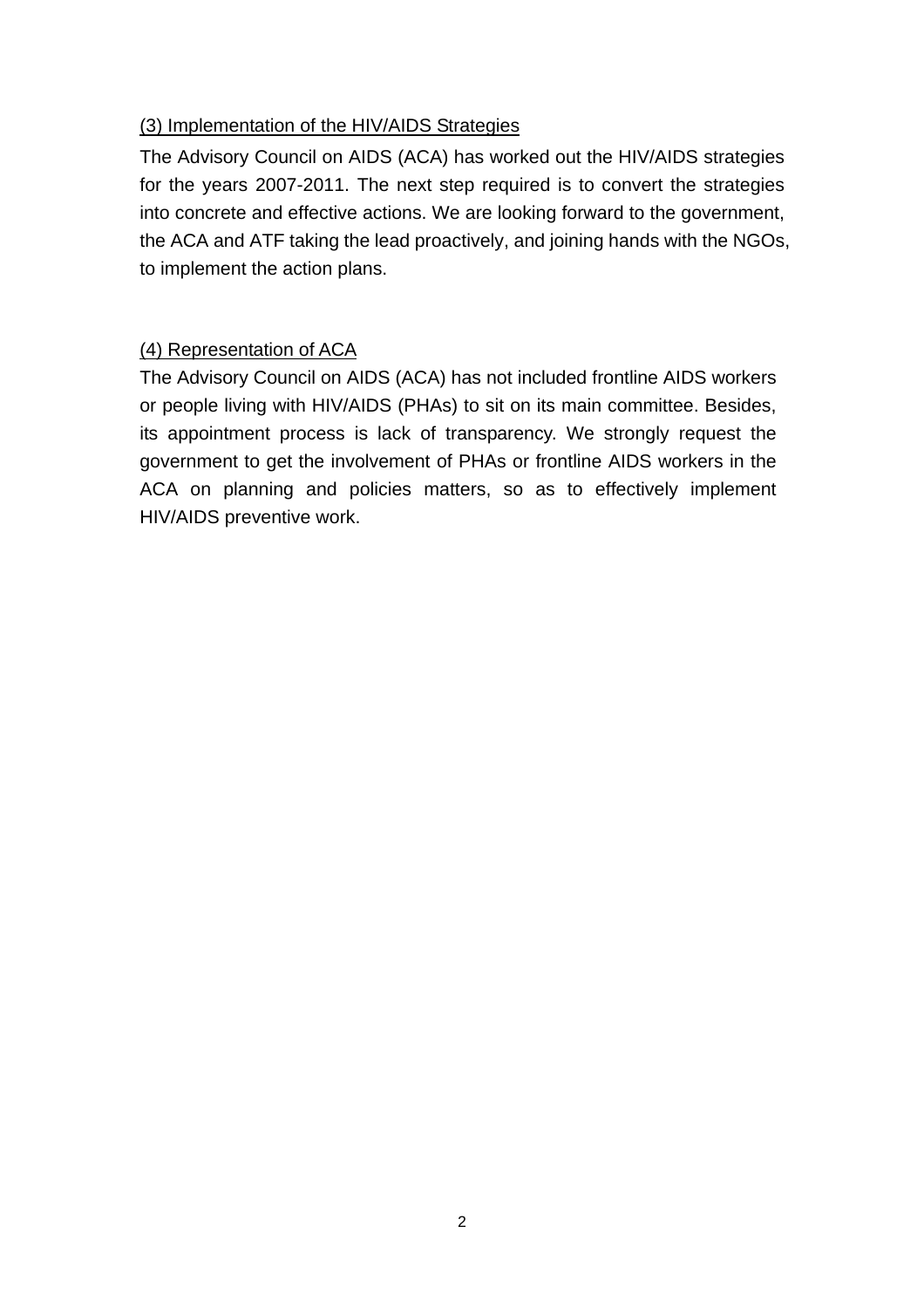(3) Implementation of the HIV/AIDS Strategies

The Advisory Council on AIDS (ACA) has worked out the HIV/AIDS strategies for the years 2007-2011. The next step required is to convert the strategies into concrete and effective actions. We are looking forward to the government, the ACA and ATF taking the lead proactively, and joining hands with the NGOs, to implement the action plans.

(4) Representation of ACA

The Advisory Council on AIDS (ACA) has not included frontline AIDS workers or people living with HIV/AIDS (PHAs) to sit on its main committee. Besides, its appointment process is lack of transparency. We strongly request the government to get the involvement of PHAs or frontline AIDS workers in the ACA on planning and policies matters, so as to effectively implement HIV/AIDS preventive work.